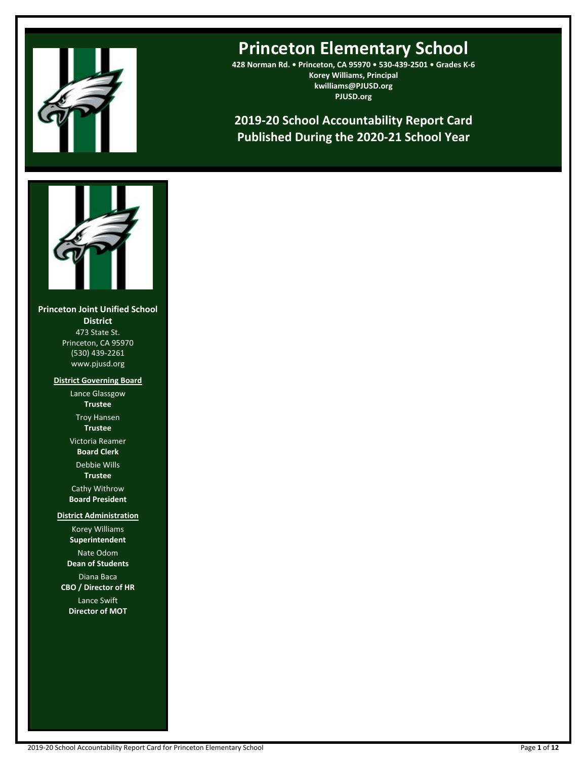# Princeton Elementary School

**428 Norman Rd. • Princeton, CA 95970 • 530-439-2501 • Grades K-6**
**Korey Williams, Principal**
**kwilliams@PJUSD.org**
**PJUSD.org**

## 2019-20 School Accountability Report Card
## Published During the 2020-21 School Year

**Princeton Joint Unified School District**
473 State St.
Princeton, CA 95970
(530) 439-2261
www.pjusd.org

**District Governing Board**

Lance Glassgow
**Trustee**

Troy Hansen
**Trustee**

Victoria Reamer
**Board Clerk**

Debbie Wills
**Trustee**

Cathy Withrow
**Board President**

**District Administration**

Korey Williams
**Superintendent**

Nate Odom
**Dean of Students**

Diana Baca
**CBO / Director of HR**

Lance Swift
**Director of MOT**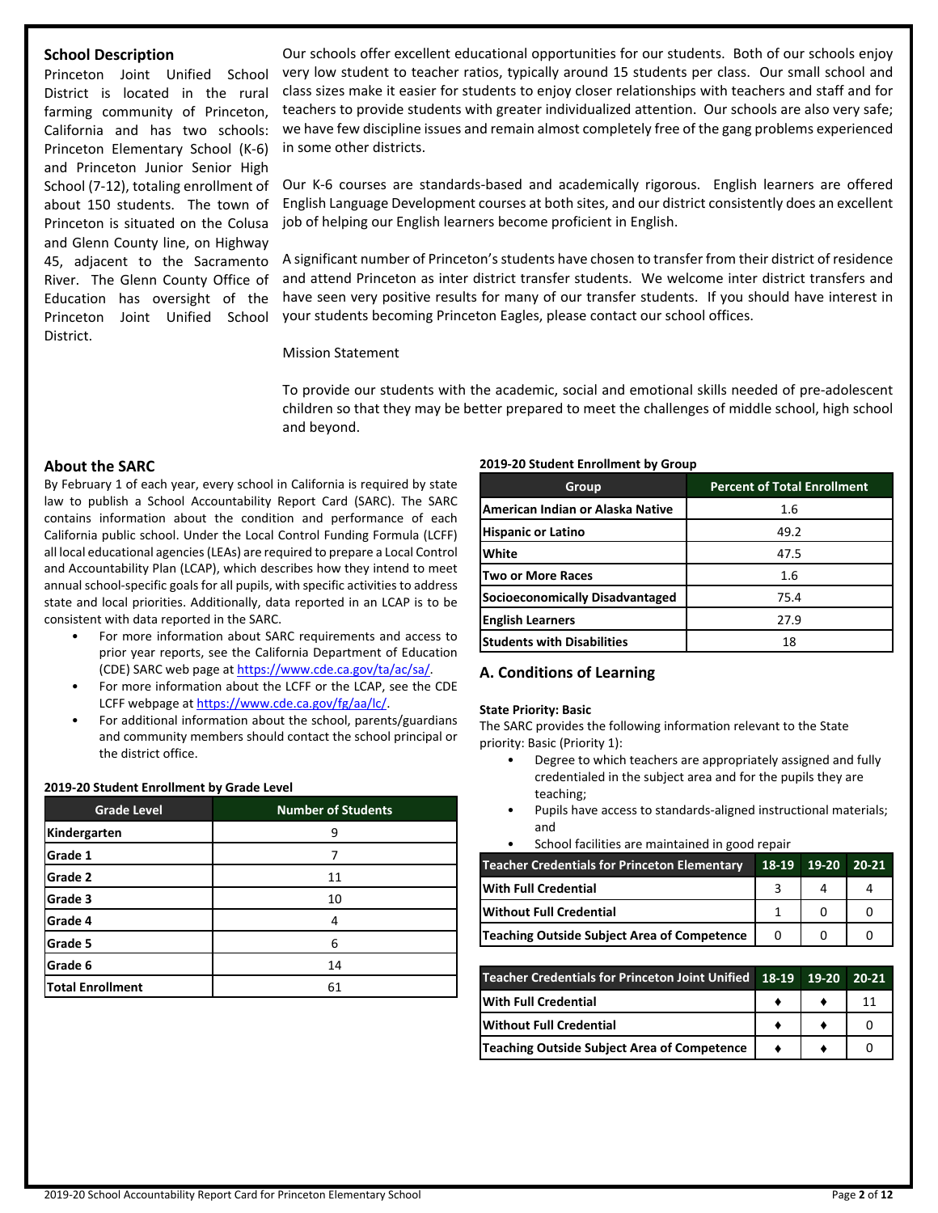## School Description

Princeton Joint Unified School District is located in the rural farming community of Princeton, California and has two schools: Princeton Elementary School (K-6) and Princeton Junior Senior High School (7-12), totaling enrollment of about 150 students. The town of Princeton is situated on the Colusa and Glenn County line, on Highway 45, adjacent to the Sacramento River. The Glenn County Office of Education has oversight of the Princeton Joint Unified School District.

Our schools offer excellent educational opportunities for our students. Both of our schools enjoy very low student to teacher ratios, typically around 15 students per class. Our small school and class sizes make it easier for students to enjoy closer relationships with teachers and staff and for teachers to provide students with greater individualized attention. Our schools are also very safe; we have few discipline issues and remain almost completely free of the gang problems experienced in some other districts.

Our K-6 courses are standards-based and academically rigorous. English learners are offered English Language Development courses at both sites, and our district consistently does an excellent job of helping our English learners become proficient in English.

A significant number of Princeton's students have chosen to transfer from their district of residence and attend Princeton as inter district transfer students. We welcome inter district transfers and have seen very positive results for many of our transfer students. If you should have interest in your students becoming Princeton Eagles, please contact our school offices.

Mission Statement

To provide our students with the academic, social and emotional skills needed of pre-adolescent children so that they may be better prepared to meet the challenges of middle school, high school and beyond.

## About the SARC

By February 1 of each year, every school in California is required by state law to publish a School Accountability Report Card (SARC). The SARC contains information about the condition and performance of each California public school. Under the Local Control Funding Formula (LCFF) all local educational agencies (LEAs) are required to prepare a Local Control and Accountability Plan (LCAP), which describes how they intend to meet annual school-specific goals for all pupils, with specific activities to address state and local priorities. Additionally, data reported in an LCAP is to be consistent with data reported in the SARC.

- For more information about SARC requirements and access to prior year reports, see the California Department of Education (CDE) SARC web page at https://www.cde.ca.gov/ta/ac/sa/.
- For more information about the LCFF or the LCAP, see the CDE LCFF webpage at https://www.cde.ca.gov/fg/aa/lc/.
- For additional information about the school, parents/guardians and community members should contact the school principal or the district office.

**2019-20 Student Enrollment by Grade Level**

| Grade Level | Number of Students |
|---|---|
| Kindergarten | 9 |
| Grade 1 | 7 |
| Grade 2 | 11 |
| Grade 3 | 10 |
| Grade 4 | 4 |
| Grade 5 | 6 |
| Grade 6 | 14 |
| Total Enrollment | 61 |

**2019-20 Student Enrollment by Group**

| Group | Percent of Total Enrollment |
|---|---|
| American Indian or Alaska Native | 1.6 |
| Hispanic or Latino | 49.2 |
| White | 47.5 |
| Two or More Races | 1.6 |
| Socioeconomically Disadvantaged | 75.4 |
| English Learners | 27.9 |
| Students with Disabilities | 18 |

## A. Conditions of Learning

**State Priority: Basic**

The SARC provides the following information relevant to the State priority: Basic (Priority 1):

- Degree to which teachers are appropriately assigned and fully credentialed in the subject area and for the pupils they are teaching;
- Pupils have access to standards-aligned instructional materials; and
- School facilities are maintained in good repair

| Teacher Credentials for Princeton Elementary | 18-19 | 19-20 | 20-21 |
|---|---|---|---|
| With Full Credential | 3 | 4 | 4 |
| Without Full Credential | 1 | 0 | 0 |
| Teaching Outside Subject Area of Competence | 0 | 0 | 0 |

| Teacher Credentials for Princeton Joint Unified | 18-19 | 19-20 | 20-21 |
|---|---|---|---|
| With Full Credential | ♦ | ♦ | 11 |
| Without Full Credential | ♦ | ♦ | 0 |
| Teaching Outside Subject Area of Competence | ♦ | ♦ | 0 |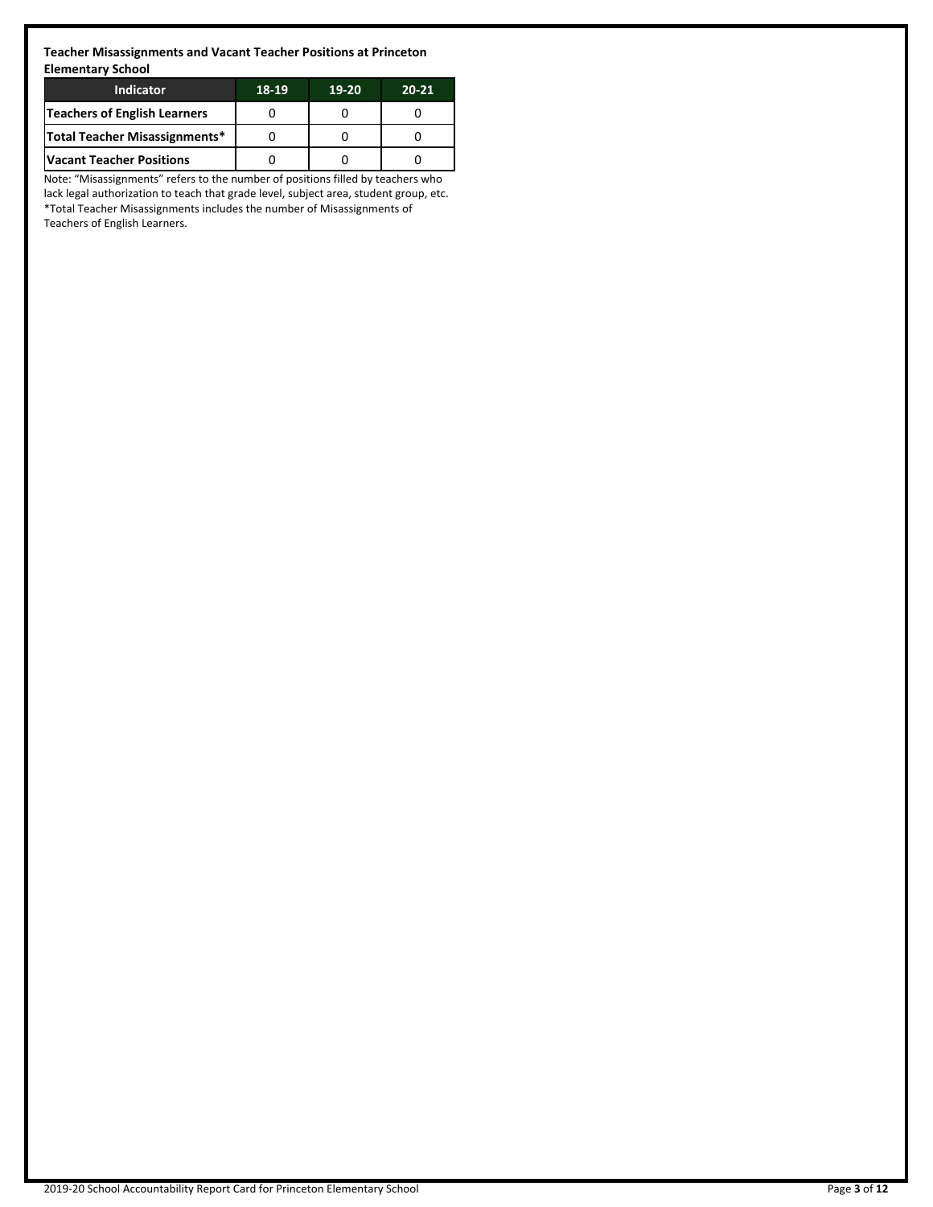**Teacher Misassignments and Vacant Teacher Positions at Princeton Elementary School**

| Indicator | 18-19 | 19-20 | 20-21 |
|---|---|---|---|
| Teachers of English Learners | 0 | 0 | 0 |
| Total Teacher Misassignments* | 0 | 0 | 0 |
| Vacant Teacher Positions | 0 | 0 | 0 |

Note: "Misassignments" refers to the number of positions filled by teachers who lack legal authorization to teach that grade level, subject area, student group, etc.
*Total Teacher Misassignments includes the number of Misassignments of Teachers of English Learners.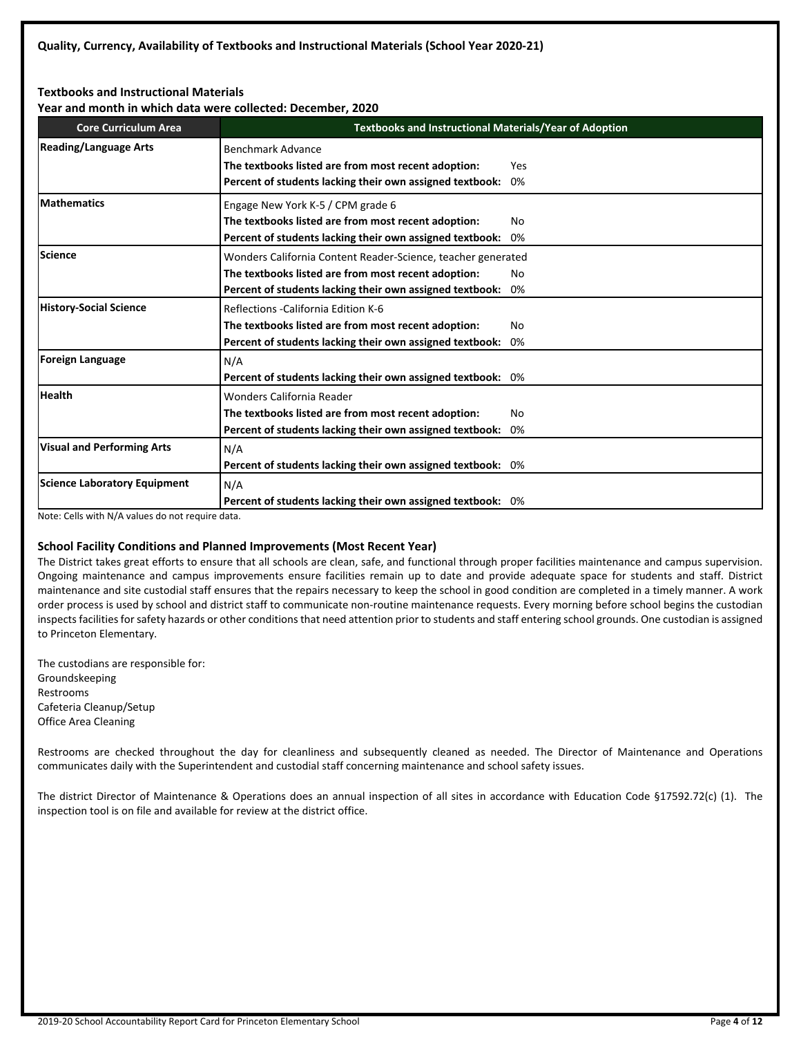### Quality, Currency, Availability of Textbooks and Instructional Materials (School Year 2020-21)

#### Textbooks and Instructional Materials

**Year and month in which data were collected: December, 2020**

| Core Curriculum Area | Textbooks and Instructional Materials/Year of Adoption |
|---|---|
| **Reading/Language Arts** | Benchmark Advance<br>**The textbooks listed are from most recent adoption:** Yes<br>**Percent of students lacking their own assigned textbook:** 0% |
| **Mathematics** | Engage New York K-5 / CPM grade 6<br>**The textbooks listed are from most recent adoption:** No<br>**Percent of students lacking their own assigned textbook:** 0% |
| **Science** | Wonders California Content Reader-Science, teacher generated<br>**The textbooks listed are from most recent adoption:** No<br>**Percent of students lacking their own assigned textbook:** 0% |
| **History-Social Science** | Reflections -California Edition K-6<br>**The textbooks listed are from most recent adoption:** No<br>**Percent of students lacking their own assigned textbook:** 0% |
| **Foreign Language** | N/A<br>**Percent of students lacking their own assigned textbook:** 0% |
| **Health** | Wonders California Reader<br>**The textbooks listed are from most recent adoption:** No<br>**Percent of students lacking their own assigned textbook:** 0% |
| **Visual and Performing Arts** | N/A<br>**Percent of students lacking their own assigned textbook:** 0% |
| **Science Laboratory Equipment** | N/A<br>**Percent of students lacking their own assigned textbook:** 0% |

Note: Cells with N/A values do not require data.

#### School Facility Conditions and Planned Improvements (Most Recent Year)

The District takes great efforts to ensure that all schools are clean, safe, and functional through proper facilities maintenance and campus supervision. Ongoing maintenance and campus improvements ensure facilities remain up to date and provide adequate space for students and staff. District maintenance and site custodial staff ensures that the repairs necessary to keep the school in good condition are completed in a timely manner. A work order process is used by school and district staff to communicate non-routine maintenance requests. Every morning before school begins the custodian inspects facilities for safety hazards or other conditions that need attention prior to students and staff entering school grounds. One custodian is assigned to Princeton Elementary.

The custodians are responsible for:
Groundskeeping
Restrooms
Cafeteria Cleanup/Setup
Office Area Cleaning

Restrooms are checked throughout the day for cleanliness and subsequently cleaned as needed. The Director of Maintenance and Operations communicates daily with the Superintendent and custodial staff concerning maintenance and school safety issues.

The district Director of Maintenance & Operations does an annual inspection of all sites in accordance with Education Code §17592.72(c) (1). The inspection tool is on file and available for review at the district office.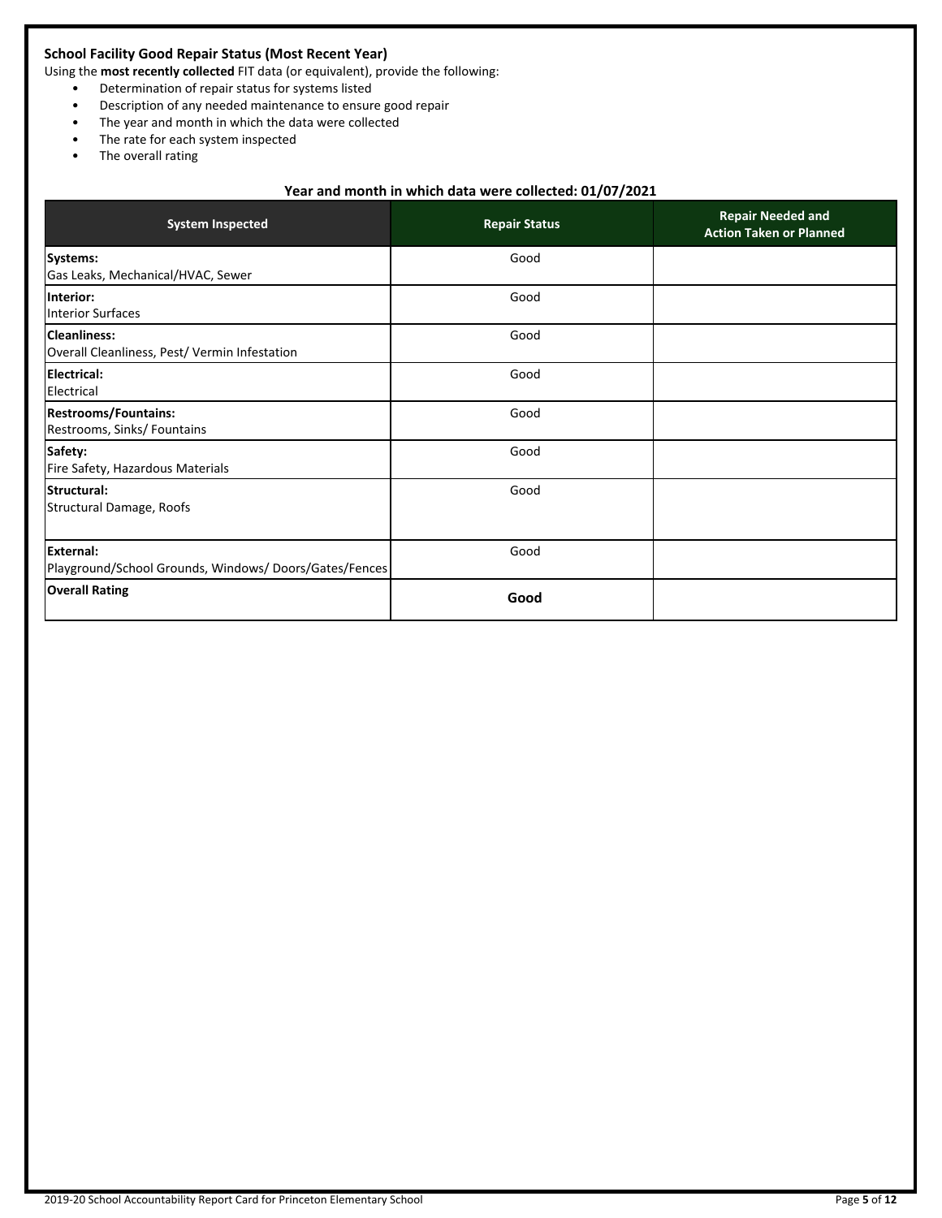### School Facility Good Repair Status (Most Recent Year)

Using the **most recently collected** FIT data (or equivalent), provide the following:

- Determination of repair status for systems listed
- Description of any needed maintenance to ensure good repair
- The year and month in which the data were collected
- The rate for each system inspected
- The overall rating

**Year and month in which data were collected: 01/07/2021**

| System Inspected | Repair Status | Repair Needed and Action Taken or Planned |
|---|---|---|
| **Systems:** Gas Leaks, Mechanical/HVAC, Sewer | Good | |
| **Interior:** Interior Surfaces | Good | |
| **Cleanliness:** Overall Cleanliness, Pest/ Vermin Infestation | Good | |
| **Electrical:** Electrical | Good | |
| **Restrooms/Fountains:** Restrooms, Sinks/ Fountains | Good | |
| **Safety:** Fire Safety, Hazardous Materials | Good | |
| **Structural:** Structural Damage, Roofs | Good | |
| **External:** Playground/School Grounds, Windows/ Doors/Gates/Fences | Good | |
| **Overall Rating** | **Good** | |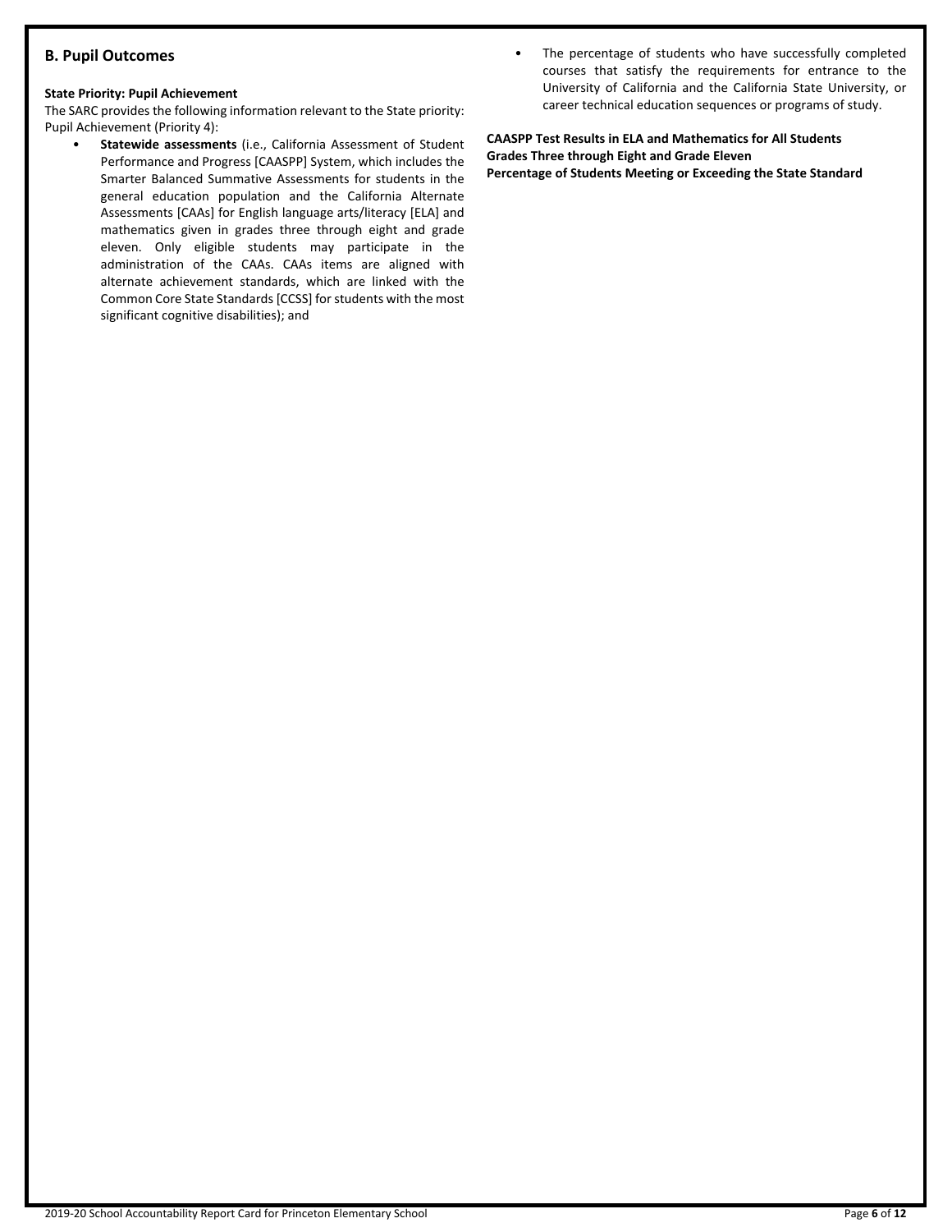## B. Pupil Outcomes

**State Priority: Pupil Achievement**

The SARC provides the following information relevant to the State priority: Pupil Achievement (Priority 4):

- **Statewide assessments** (i.e., California Assessment of Student Performance and Progress [CAASPP] System, which includes the Smarter Balanced Summative Assessments for students in the general education population and the California Alternate Assessments [CAAs] for English language arts/literacy [ELA] and mathematics given in grades three through eight and grade eleven. Only eligible students may participate in the administration of the CAAs. CAAs items are aligned with alternate achievement standards, which are linked with the Common Core State Standards [CCSS] for students with the most significant cognitive disabilities); and
- The percentage of students who have successfully completed courses that satisfy the requirements for entrance to the University of California and the California State University, or career technical education sequences or programs of study.

**CAASPP Test Results in ELA and Mathematics for All Students**
**Grades Three through Eight and Grade Eleven**
**Percentage of Students Meeting or Exceeding the State Standard**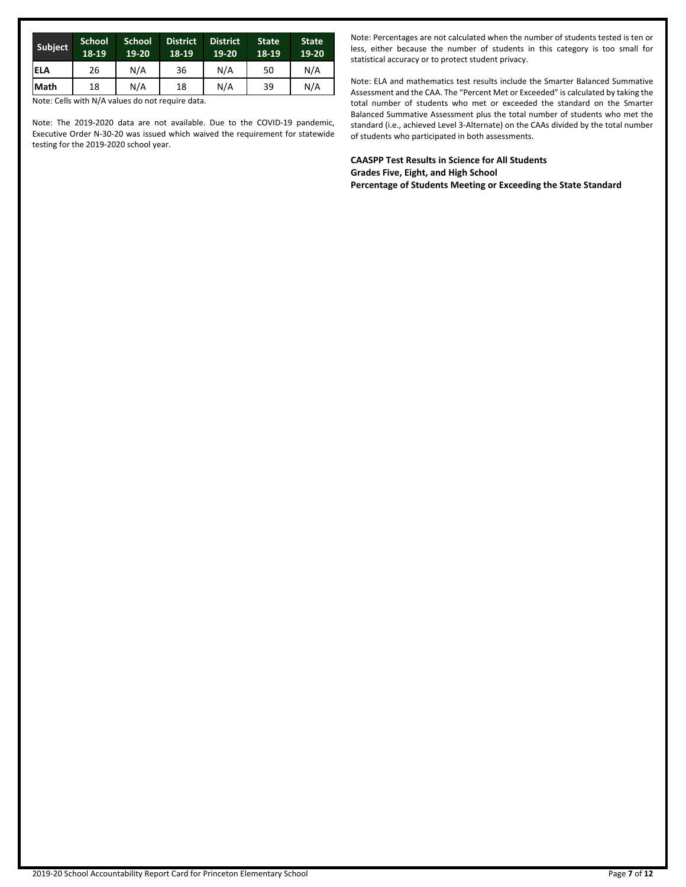| Subject | School 18-19 | School 19-20 | District 18-19 | District 19-20 | State 18-19 | State 19-20 |
|---|---|---|---|---|---|---|
| ELA | 26 | N/A | 36 | N/A | 50 | N/A |
| Math | 18 | N/A | 18 | N/A | 39 | N/A |

Note: Cells with N/A values do not require data.

Note: The 2019-2020 data are not available. Due to the COVID-19 pandemic, Executive Order N-30-20 was issued which waived the requirement for statewide testing for the 2019-2020 school year.

Note: Percentages are not calculated when the number of students tested is ten or less, either because the number of students in this category is too small for statistical accuracy or to protect student privacy.

Note: ELA and mathematics test results include the Smarter Balanced Summative Assessment and the CAA. The "Percent Met or Exceeded" is calculated by taking the total number of students who met or exceeded the standard on the Smarter Balanced Summative Assessment plus the total number of students who met the standard (i.e., achieved Level 3-Alternate) on the CAAs divided by the total number of students who participated in both assessments.

**CAASPP Test Results in Science for All Students**
**Grades Five, Eight, and High School**
**Percentage of Students Meeting or Exceeding the State Standard**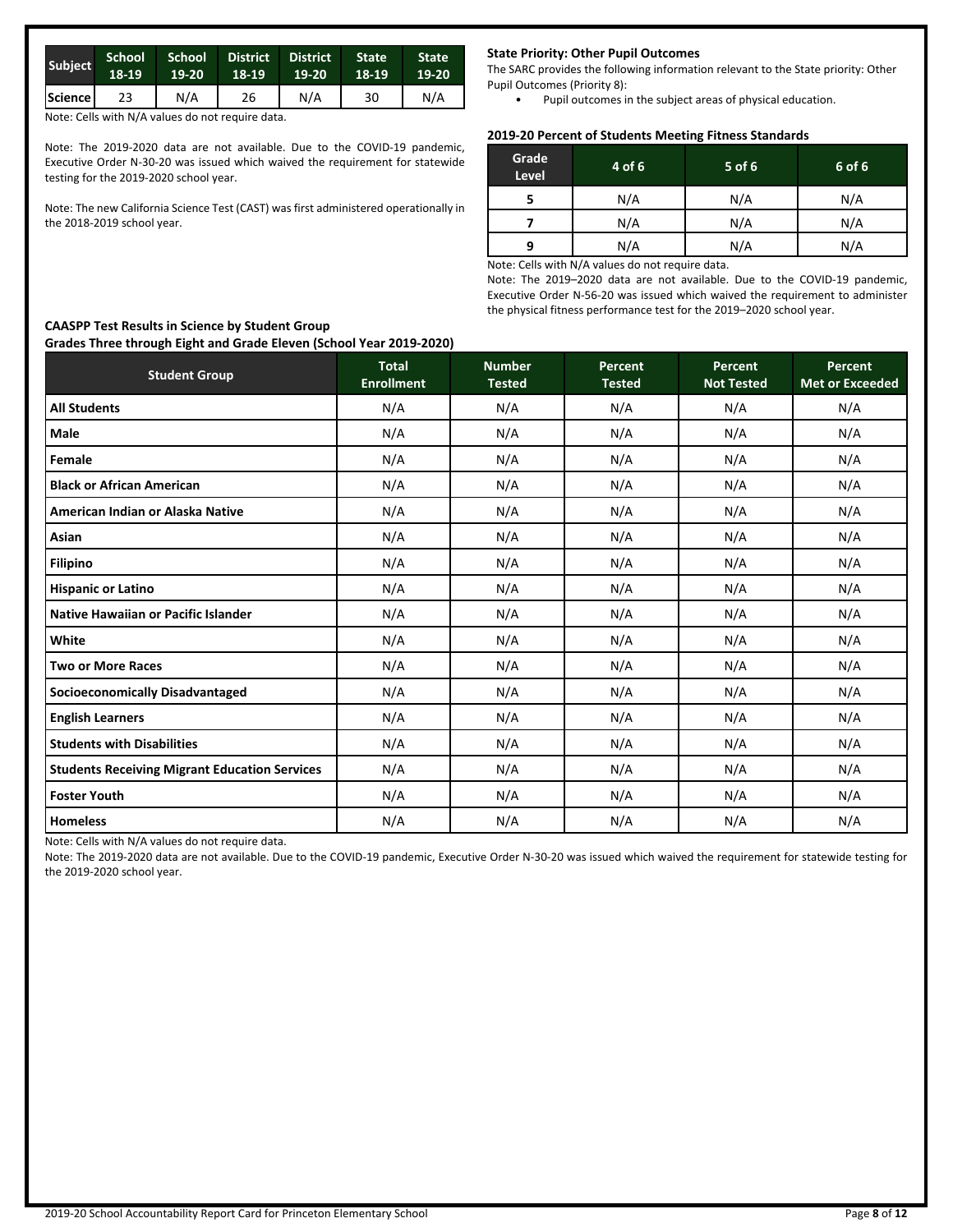| Subject | School 18-19 | School 19-20 | District 18-19 | District 19-20 | State 18-19 | State 19-20 |
|---|---|---|---|---|---|---|
| Science | 23 | N/A | 26 | N/A | 30 | N/A |

Note: Cells with N/A values do not require data.

Note: The 2019-2020 data are not available. Due to the COVID-19 pandemic, Executive Order N-30-20 was issued which waived the requirement for statewide testing for the 2019-2020 school year.

Note: The new California Science Test (CAST) was first administered operationally in the 2018-2019 school year.

**State Priority: Other Pupil Outcomes**

The SARC provides the following information relevant to the State priority: Other Pupil Outcomes (Priority 8):

- Pupil outcomes in the subject areas of physical education.

**2019-20 Percent of Students Meeting Fitness Standards**

| Grade Level | 4 of 6 | 5 of 6 | 6 of 6 |
|---|---|---|---|
| 5 | N/A | N/A | N/A |
| 7 | N/A | N/A | N/A |
| 9 | N/A | N/A | N/A |

Note: Cells with N/A values do not require data.

Note: The 2019–2020 data are not available. Due to the COVID-19 pandemic, Executive Order N-56-20 was issued which waived the requirement to administer the physical fitness performance test for the 2019–2020 school year.

**CAASPP Test Results in Science by Student Group**
**Grades Three through Eight and Grade Eleven (School Year 2019-2020)**

| Student Group | Total Enrollment | Number Tested | Percent Tested | Percent Not Tested | Percent Met or Exceeded |
|---|---|---|---|---|---|
| **All Students** | N/A | N/A | N/A | N/A | N/A |
| **Male** | N/A | N/A | N/A | N/A | N/A |
| **Female** | N/A | N/A | N/A | N/A | N/A |
| **Black or African American** | N/A | N/A | N/A | N/A | N/A |
| **American Indian or Alaska Native** | N/A | N/A | N/A | N/A | N/A |
| **Asian** | N/A | N/A | N/A | N/A | N/A |
| **Filipino** | N/A | N/A | N/A | N/A | N/A |
| **Hispanic or Latino** | N/A | N/A | N/A | N/A | N/A |
| **Native Hawaiian or Pacific Islander** | N/A | N/A | N/A | N/A | N/A |
| **White** | N/A | N/A | N/A | N/A | N/A |
| **Two or More Races** | N/A | N/A | N/A | N/A | N/A |
| **Socioeconomically Disadvantaged** | N/A | N/A | N/A | N/A | N/A |
| **English Learners** | N/A | N/A | N/A | N/A | N/A |
| **Students with Disabilities** | N/A | N/A | N/A | N/A | N/A |
| **Students Receiving Migrant Education Services** | N/A | N/A | N/A | N/A | N/A |
| **Foster Youth** | N/A | N/A | N/A | N/A | N/A |
| **Homeless** | N/A | N/A | N/A | N/A | N/A |

Note: Cells with N/A values do not require data.

Note: The 2019-2020 data are not available. Due to the COVID-19 pandemic, Executive Order N-30-20 was issued which waived the requirement for statewide testing for the 2019-2020 school year.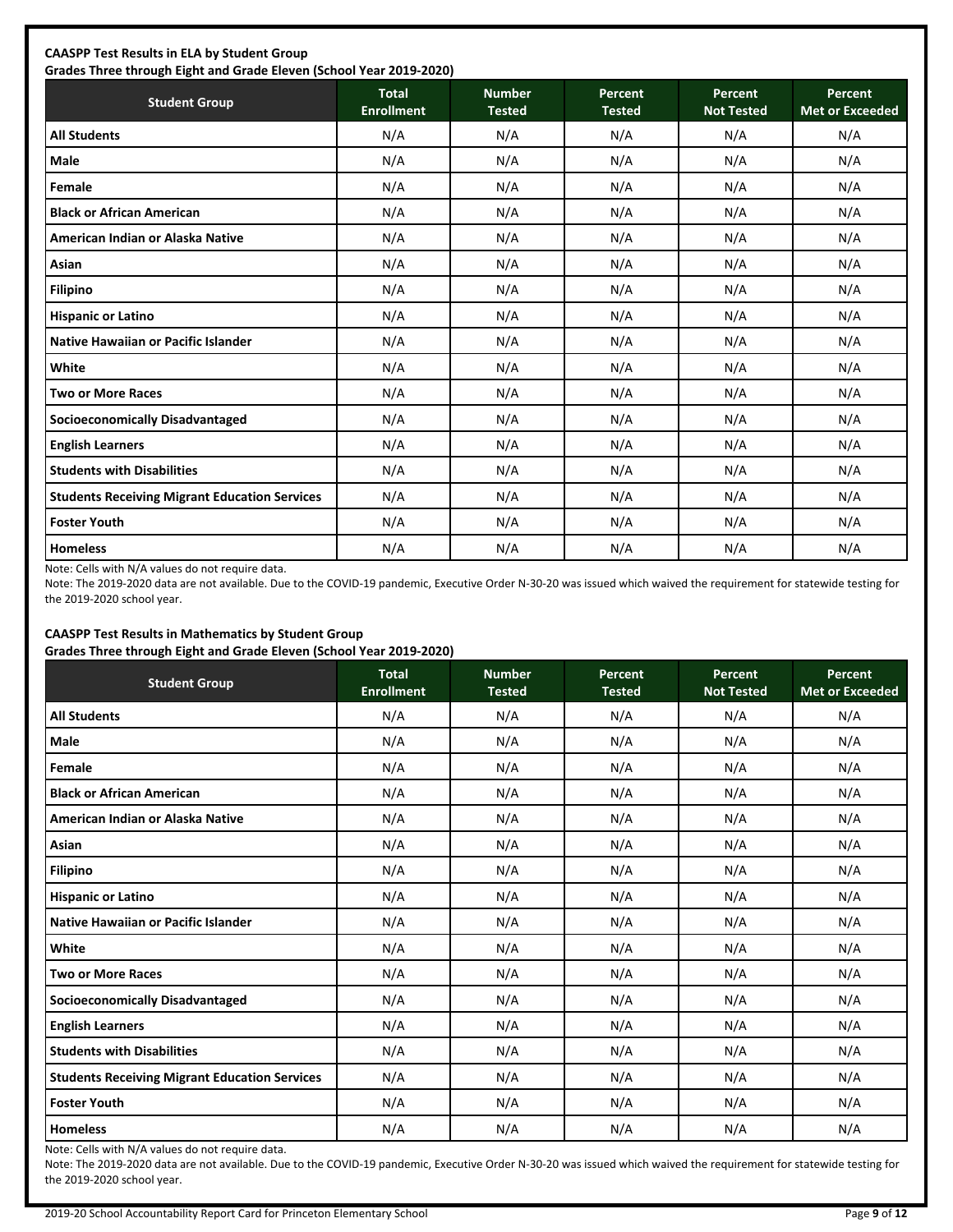**CAASPP Test Results in ELA by Student Group**
**Grades Three through Eight and Grade Eleven (School Year 2019-2020)**

| Student Group | Total Enrollment | Number Tested | Percent Tested | Percent Not Tested | Percent Met or Exceeded |
|---|---|---|---|---|---|
| **All Students** | N/A | N/A | N/A | N/A | N/A |
| **Male** | N/A | N/A | N/A | N/A | N/A |
| **Female** | N/A | N/A | N/A | N/A | N/A |
| **Black or African American** | N/A | N/A | N/A | N/A | N/A |
| **American Indian or Alaska Native** | N/A | N/A | N/A | N/A | N/A |
| **Asian** | N/A | N/A | N/A | N/A | N/A |
| **Filipino** | N/A | N/A | N/A | N/A | N/A |
| **Hispanic or Latino** | N/A | N/A | N/A | N/A | N/A |
| **Native Hawaiian or Pacific Islander** | N/A | N/A | N/A | N/A | N/A |
| **White** | N/A | N/A | N/A | N/A | N/A |
| **Two or More Races** | N/A | N/A | N/A | N/A | N/A |
| **Socioeconomically Disadvantaged** | N/A | N/A | N/A | N/A | N/A |
| **English Learners** | N/A | N/A | N/A | N/A | N/A |
| **Students with Disabilities** | N/A | N/A | N/A | N/A | N/A |
| **Students Receiving Migrant Education Services** | N/A | N/A | N/A | N/A | N/A |
| **Foster Youth** | N/A | N/A | N/A | N/A | N/A |
| **Homeless** | N/A | N/A | N/A | N/A | N/A |

Note: Cells with N/A values do not require data.

Note: The 2019-2020 data are not available. Due to the COVID-19 pandemic, Executive Order N-30-20 was issued which waived the requirement for statewide testing for the 2019-2020 school year.

**CAASPP Test Results in Mathematics by Student Group**
**Grades Three through Eight and Grade Eleven (School Year 2019-2020)**

| Student Group | Total Enrollment | Number Tested | Percent Tested | Percent Not Tested | Percent Met or Exceeded |
|---|---|---|---|---|---|
| **All Students** | N/A | N/A | N/A | N/A | N/A |
| **Male** | N/A | N/A | N/A | N/A | N/A |
| **Female** | N/A | N/A | N/A | N/A | N/A |
| **Black or African American** | N/A | N/A | N/A | N/A | N/A |
| **American Indian or Alaska Native** | N/A | N/A | N/A | N/A | N/A |
| **Asian** | N/A | N/A | N/A | N/A | N/A |
| **Filipino** | N/A | N/A | N/A | N/A | N/A |
| **Hispanic or Latino** | N/A | N/A | N/A | N/A | N/A |
| **Native Hawaiian or Pacific Islander** | N/A | N/A | N/A | N/A | N/A |
| **White** | N/A | N/A | N/A | N/A | N/A |
| **Two or More Races** | N/A | N/A | N/A | N/A | N/A |
| **Socioeconomically Disadvantaged** | N/A | N/A | N/A | N/A | N/A |
| **English Learners** | N/A | N/A | N/A | N/A | N/A |
| **Students with Disabilities** | N/A | N/A | N/A | N/A | N/A |
| **Students Receiving Migrant Education Services** | N/A | N/A | N/A | N/A | N/A |
| **Foster Youth** | N/A | N/A | N/A | N/A | N/A |
| **Homeless** | N/A | N/A | N/A | N/A | N/A |

Note: Cells with N/A values do not require data.

Note: The 2019-2020 data are not available. Due to the COVID-19 pandemic, Executive Order N-30-20 was issued which waived the requirement for statewide testing for the 2019-2020 school year.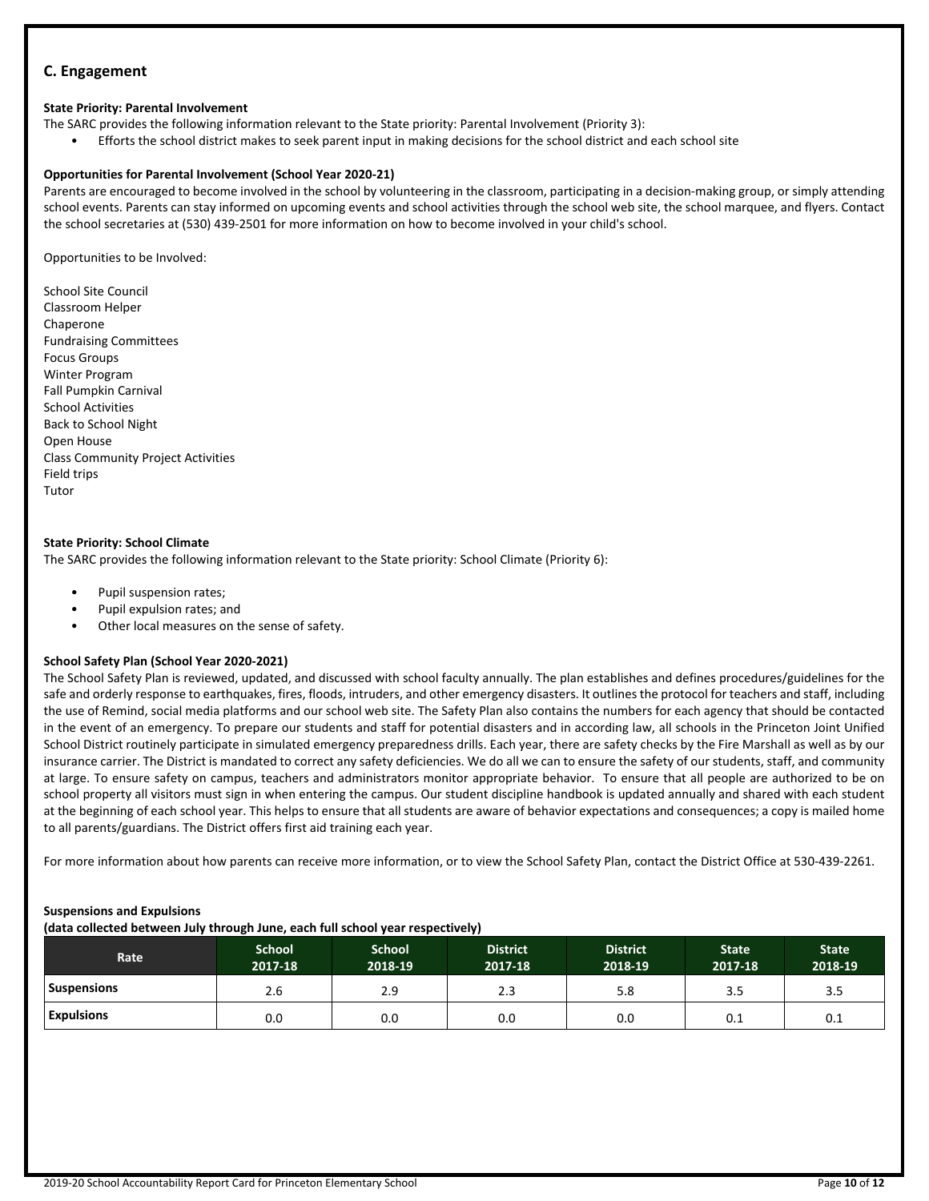## C. Engagement

**State Priority: Parental Involvement**

The SARC provides the following information relevant to the State priority: Parental Involvement (Priority 3):

- Efforts the school district makes to seek parent input in making decisions for the school district and each school site

**Opportunities for Parental Involvement (School Year 2020-21)**

Parents are encouraged to become involved in the school by volunteering in the classroom, participating in a decision-making group, or simply attending school events. Parents can stay informed on upcoming events and school activities through the school web site, the school marquee, and flyers. Contact the school secretaries at (530) 439-2501 for more information on how to become involved in your child's school.

Opportunities to be Involved:

School Site Council
Classroom Helper
Chaperone
Fundraising Committees
Focus Groups
Winter Program
Fall Pumpkin Carnival
School Activities
Back to School Night
Open House
Class Community Project Activities
Field trips
Tutor

**State Priority: School Climate**

The SARC provides the following information relevant to the State priority: School Climate (Priority 6):

- Pupil suspension rates;
- Pupil expulsion rates; and
- Other local measures on the sense of safety.

**School Safety Plan (School Year 2020-2021)**

The School Safety Plan is reviewed, updated, and discussed with school faculty annually. The plan establishes and defines procedures/guidelines for the safe and orderly response to earthquakes, fires, floods, intruders, and other emergency disasters. It outlines the protocol for teachers and staff, including the use of Remind, social media platforms and our school web site. The Safety Plan also contains the numbers for each agency that should be contacted in the event of an emergency. To prepare our students and staff for potential disasters and in according law, all schools in the Princeton Joint Unified School District routinely participate in simulated emergency preparedness drills. Each year, there are safety checks by the Fire Marshall as well as by our insurance carrier. The District is mandated to correct any safety deficiencies. We do all we can to ensure the safety of our students, staff, and community at large. To ensure safety on campus, teachers and administrators monitor appropriate behavior. To ensure that all people are authorized to be on school property all visitors must sign in when entering the campus. Our student discipline handbook is updated annually and shared with each student at the beginning of each school year. This helps to ensure that all students are aware of behavior expectations and consequences; a copy is mailed home to all parents/guardians. The District offers first aid training each year.

For more information about how parents can receive more information, or to view the School Safety Plan, contact the District Office at 530-439-2261.

**Suspensions and Expulsions**
**(data collected between July through June, each full school year respectively)**

| Rate | School 2017-18 | School 2018-19 | District 2017-18 | District 2018-19 | State 2017-18 | State 2018-19 |
|---|---|---|---|---|---|---|
| Suspensions | 2.6 | 2.9 | 2.3 | 5.8 | 3.5 | 3.5 |
| Expulsions | 0.0 | 0.0 | 0.0 | 0.0 | 0.1 | 0.1 |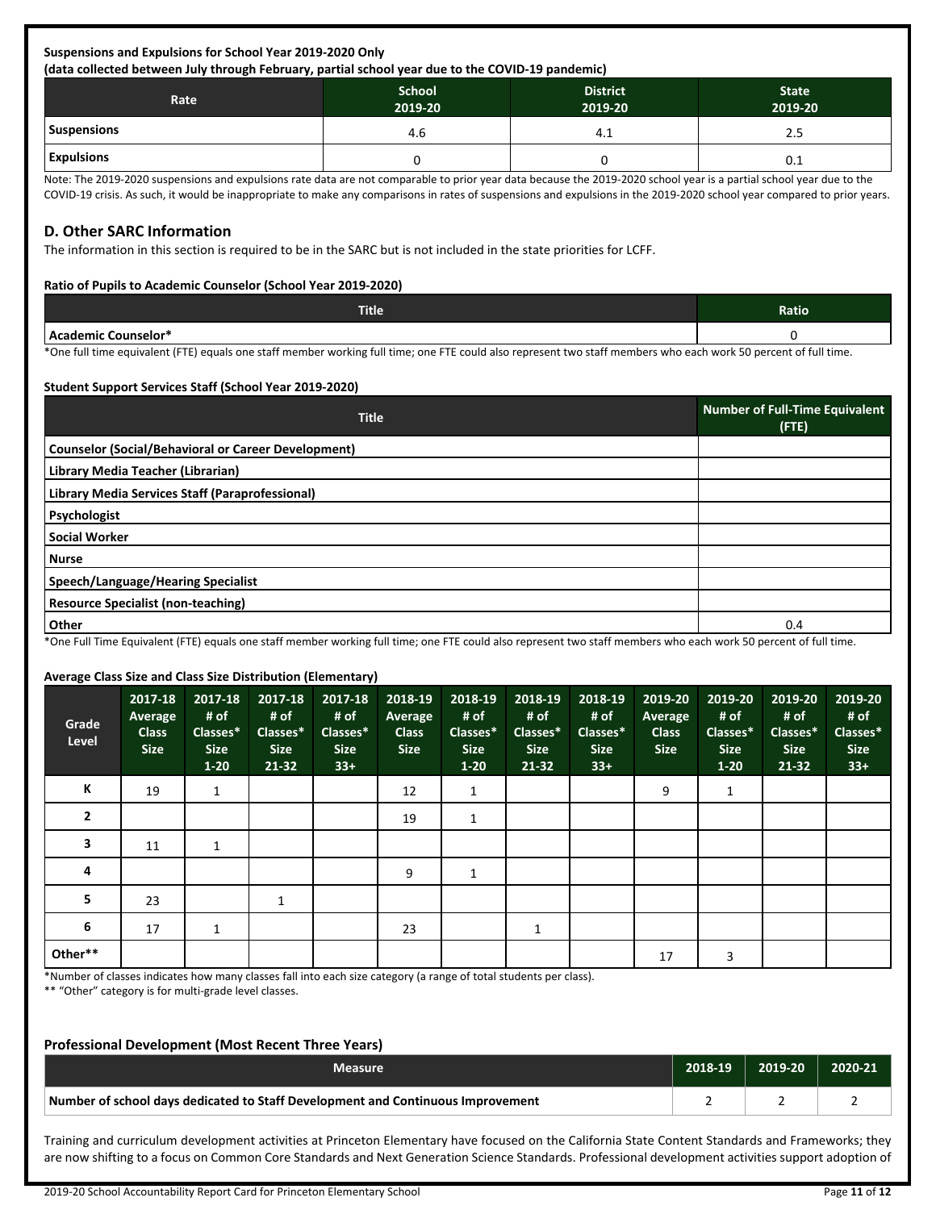**Suspensions and Expulsions for School Year 2019-2020 Only**
**(data collected between July through February, partial school year due to the COVID-19 pandemic)**

| Rate | School 2019-20 | District 2019-20 | State 2019-20 |
|---|---|---|---|
| Suspensions | 4.6 | 4.1 | 2.5 |
| Expulsions | 0 | 0 | 0.1 |

Note: The 2019-2020 suspensions and expulsions rate data are not comparable to prior year data because the 2019-2020 school year is a partial school year due to the COVID-19 crisis. As such, it would be inappropriate to make any comparisons in rates of suspensions and expulsions in the 2019-2020 school year compared to prior years.

## D. Other SARC Information

The information in this section is required to be in the SARC but is not included in the state priorities for LCFF.

**Ratio of Pupils to Academic Counselor (School Year 2019-2020)**

| Title | Ratio |
|---|---|
| Academic Counselor* | 0 |

*One full time equivalent (FTE) equals one staff member working full time; one FTE could also represent two staff members who each work 50 percent of full time.

**Student Support Services Staff (School Year 2019-2020)**

| Title | Number of Full-Time Equivalent (FTE) |
|---|---|
| Counselor (Social/Behavioral or Career Development) | |
| Library Media Teacher (Librarian) | |
| Library Media Services Staff (Paraprofessional) | |
| Psychologist | |
| Social Worker | |
| Nurse | |
| Speech/Language/Hearing Specialist | |
| Resource Specialist (non-teaching) | |
| Other | 0.4 |

*One Full Time Equivalent (FTE) equals one staff member working full time; one FTE could also represent two staff members who each work 50 percent of full time.

**Average Class Size and Class Size Distribution (Elementary)**

| Grade Level | 2017-18 Average Class Size | 2017-18 # of Classes* Size 1-20 | 2017-18 # of Classes* Size 21-32 | 2017-18 # of Classes* Size 33+ | 2018-19 Average Class Size | 2018-19 # of Classes* Size 1-20 | 2018-19 # of Classes* Size 21-32 | 2018-19 # of Classes* Size 33+ | 2019-20 Average Class Size | 2019-20 # of Classes* Size 1-20 | 2019-20 # of Classes* Size 21-32 | 2019-20 # of Classes* Size 33+ |
|---|---|---|---|---|---|---|---|---|---|---|---|---|
| K | 19 | 1 | | | 12 | 1 | | | 9 | 1 | | |
| 2 | | | | | 19 | 1 | | | | | | |
| 3 | 11 | 1 | | | | | | | | | | |
| 4 | | | | | 9 | 1 | | | | | | |
| 5 | 23 | | 1 | | | | | | | | | |
| 6 | 17 | 1 | | | 23 | | 1 | | | | | |
| Other** | | | | | | | | | 17 | 3 | | |

*Number of classes indicates how many classes fall into each size category (a range of total students per class).
** "Other" category is for multi-grade level classes.

**Professional Development (Most Recent Three Years)**

| Measure | 2018-19 | 2019-20 | 2020-21 |
|---|---|---|---|
| Number of school days dedicated to Staff Development and Continuous Improvement | 2 | 2 | 2 |

Training and curriculum development activities at Princeton Elementary have focused on the California State Content Standards and Frameworks; they are now shifting to a focus on Common Core Standards and Next Generation Science Standards. Professional development activities support adoption of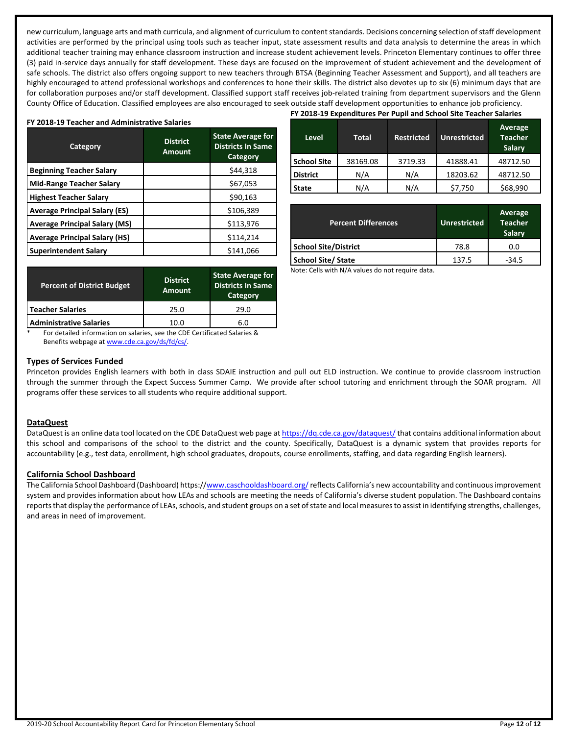new curriculum, language arts and math curricula, and alignment of curriculum to content standards. Decisions concerning selection of staff development activities are performed by the principal using tools such as teacher input, state assessment results and data analysis to determine the areas in which additional teacher training may enhance classroom instruction and increase student achievement levels. Princeton Elementary continues to offer three (3) paid in-service days annually for staff development. These days are focused on the improvement of student achievement and the development of safe schools. The district also offers ongoing support to new teachers through BTSA (Beginning Teacher Assessment and Support), and all teachers are highly encouraged to attend professional workshops and conferences to hone their skills. The district also devotes up to six (6) minimum days that are for collaboration purposes and/or staff development. Classified support staff receives job-related training from department supervisors and the Glenn County Office of Education. Classified employees are also encouraged to seek outside staff development opportunities to enhance job proficiency.

**FY 2018-19 Teacher and Administrative Salaries**

| Category | District Amount | State Average for Districts In Same Category |
|---|---|---|
| Beginning Teacher Salary | | $44,318 |
| Mid-Range Teacher Salary | | $67,053 |
| Highest Teacher Salary | | $90,163 |
| Average Principal Salary (ES) | | $106,389 |
| Average Principal Salary (MS) | | $113,976 |
| Average Principal Salary (HS) | | $114,214 |
| Superintendent Salary | | $141,066 |

| Percent of District Budget | District Amount | State Average for Districts In Same Category |
|---|---|---|
| Teacher Salaries | 25.0 | 29.0 |
| Administrative Salaries | 10.0 | 6.0 |

\* For detailed information on salaries, see the CDE Certificated Salaries & Benefits webpage at www.cde.ca.gov/ds/fd/cs/.

**FY 2018-19 Expenditures Per Pupil and School Site Teacher Salaries**

| Level | Total | Restricted | Unrestricted | Average Teacher Salary |
|---|---|---|---|---|
| School Site | 38169.08 | 3719.33 | 41888.41 | 48712.50 |
| District | N/A | N/A | 18203.62 | 48712.50 |
| State | N/A | N/A | $7,750 | $68,990 |

| Percent Differences | Unrestricted | Average Teacher Salary |
|---|---|---|
| School Site/District | 78.8 | 0.0 |
| School Site/ State | 137.5 | -34.5 |

Note: Cells with N/A values do not require data.

### Types of Services Funded

Princeton provides English learners with both in class SDAIE instruction and pull out ELD instruction. We continue to provide classroom instruction through the summer through the Expect Success Summer Camp. We provide after school tutoring and enrichment through the SOAR program. All programs offer these services to all students who require additional support.

### DataQuest

DataQuest is an online data tool located on the CDE DataQuest web page at https://dq.cde.ca.gov/dataquest/ that contains additional information about this school and comparisons of the school to the district and the county. Specifically, DataQuest is a dynamic system that provides reports for accountability (e.g., test data, enrollment, high school graduates, dropouts, course enrollments, staffing, and data regarding English learners).

### California School Dashboard

The California School Dashboard (Dashboard) https://www.caschooldashboard.org/ reflects California's new accountability and continuous improvement system and provides information about how LEAs and schools are meeting the needs of California's diverse student population. The Dashboard contains reports that display the performance of LEAs, schools, and student groups on a set of state and local measures to assist in identifying strengths, challenges, and areas in need of improvement.